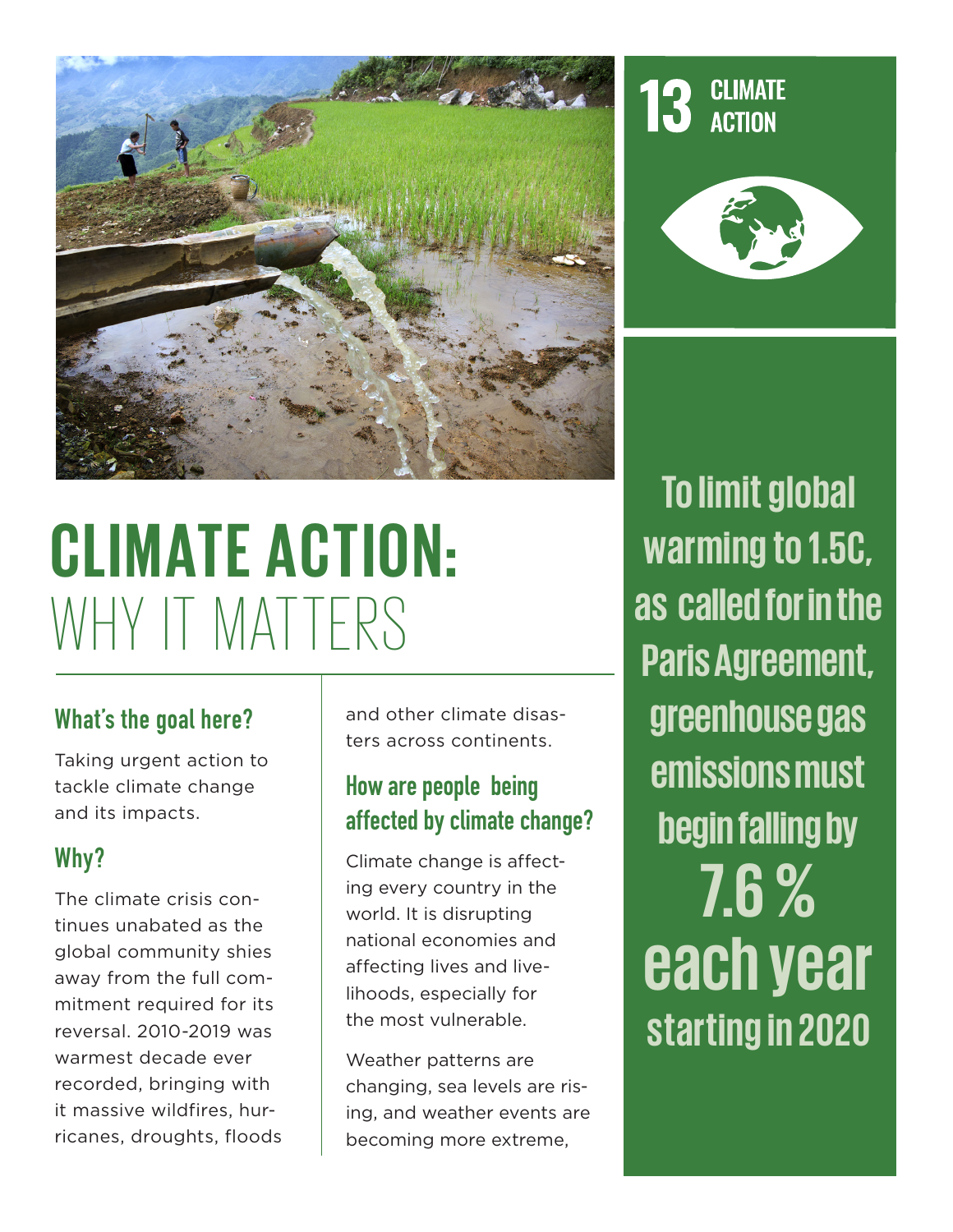# CLIMATE ACTION: WHY IT MATTERS

13 CLIMATE ACTION

## What's the goal here?

Taking urgent action to tackle climate change and its impacts.

## Why?

The climate crisis continues unabated as the global community shies away from the full commitment required for its reversal. 2010-2019 was warmest decade ever recorded, bringing with it massive wildfires, hurricanes, droughts, floods and other climate disasters across continents.

## How are people being affected by climate change?

Climate change is affecting every country in the world. It is disrupting national economies and affecting lives and livelihoods, especially for the most vulnerable.

Weather patterns are changing, sea levels are rising, and weather events are becoming more extreme,

**To limit global warming to 1.5C, as called for in the Paris Agreement, greenhouse gas emissions must begin falling by 7.6 % each year starting in 2020**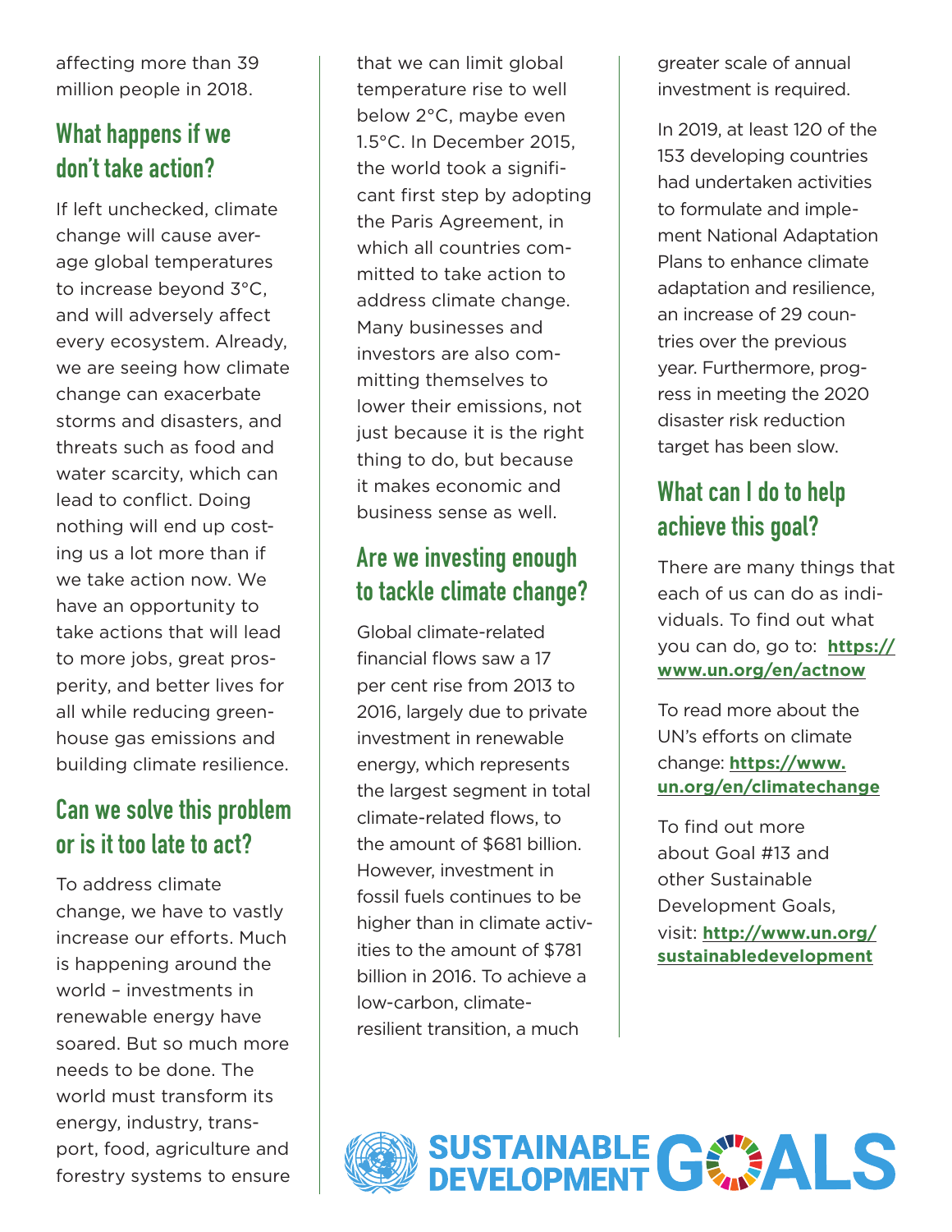affecting more than 39 million people in 2018.

## What happens if we don't take action?

If left unchecked, climate change will cause average global temperatures to increase beyond 3°C, and will adversely affect every ecosystem. Already, we are seeing how climate change can exacerbate storms and disasters, and threats such as food and water scarcity, which can lead to conflict. Doing nothing will end up costing us a lot more than if we take action now. We have an opportunity to take actions that will lead to more jobs, great prosperity, and better lives for all while reducing greenhouse gas emissions and building climate resilience.

## Can we solve this problem or is it too late to act?

To address climate change, we have to vastly increase our efforts. Much is happening around the world – investments in renewable energy have soared. But so much more needs to be done. The world must transform its energy, industry, transport, food, agriculture and forestry systems to ensure that we can limit global temperature rise to well below 2°C, maybe even 1.5°C. In December 2015, the world took a significant first step by adopting the Paris Agreement, in which all countries committed to take action to address climate change. Many businesses and investors are also committing themselves to lower their emissions, not just because it is the right thing to do, but because it makes economic and business sense as well.

## Are we investing enough to tackle climate change?

Global climate-related financial flows saw a 17 per cent rise from 2013 to 2016, largely due to private investment in renewable energy, which represents the largest segment in total climate-related flows, to the amount of $681 billion. However, investment in fossil fuels continues to be higher than in climate activities to the amount of $781 billion in 2016. To achieve a low-carbon, climate-resilient transition, a much greater scale of annual investment is required.

In 2019, at least 120 of the 153 developing countries had undertaken activities to formulate and implement National Adaptation Plans to enhance climate adaptation and resilience, an increase of 29 countries over the previous year. Furthermore, progress in meeting the 2020 disaster risk reduction target has been slow.

## What can I do to help achieve this goal?

There are many things that each of us can do as individuals. To find out what you can do, go to: **https://www.un.org/en/actnow**

To read more about the UN's efforts on climate change: **https://www.un.org/en/climatechange**

To find out more about Goal #13 and other Sustainable Development Goals, visit: **http://www.un.org/sustainabledevelopment**

SUSTAINABLE DEVELOPMENT GOALS